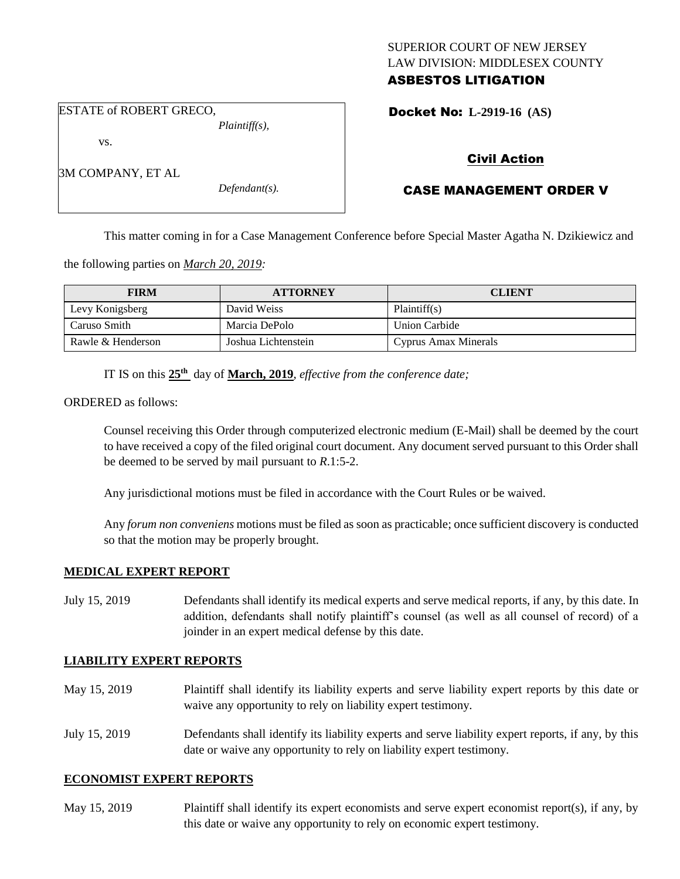SUPERIOR COURT OF NEW JERSEY
LAW DIVISION: MIDDLESEX COUNTY

**ASBESTOS LITIGATION**

ESTATE of ROBERT GRECO,
*Plaintiff(s),*

vs.

3M COMPANY, ET AL
*Defendant(s).*

**Docket No: L-2919-16 (AS)**

**Civil Action**

**CASE MANAGEMENT ORDER V**

This matter coming in for a Case Management Conference before Special Master Agatha N. Dzikiewicz and the following parties on *March 20, 2019:*

| FIRM | ATTORNEY | CLIENT |
|---|---|---|
| Levy Konigsberg | David Weiss | Plaintiff(s) |
| Caruso Smith | Marcia DePolo | Union Carbide |
| Rawle & Henderson | Joshua Lichtenstein | Cyprus Amax Minerals |

IT IS on this **25th** day of **March, 2019**, *effective from the conference date;*

ORDERED as follows:

Counsel receiving this Order through computerized electronic medium (E-Mail) shall be deemed by the court to have received a copy of the filed original court document. Any document served pursuant to this Order shall be deemed to be served by mail pursuant to *R*.1:5-2.

Any jurisdictional motions must be filed in accordance with the Court Rules or be waived.

Any *forum non conveniens* motions must be filed as soon as practicable; once sufficient discovery is conducted so that the motion may be properly brought.

**MEDICAL EXPERT REPORT**

July 15, 2019 — Defendants shall identify its medical experts and serve medical reports, if any, by this date. In addition, defendants shall notify plaintiff's counsel (as well as all counsel of record) of a joinder in an expert medical defense by this date.

**LIABILITY EXPERT REPORTS**

May 15, 2019 — Plaintiff shall identify its liability experts and serve liability expert reports by this date or waive any opportunity to rely on liability expert testimony.

July 15, 2019 — Defendants shall identify its liability experts and serve liability expert reports, if any, by this date or waive any opportunity to rely on liability expert testimony.

**ECONOMIST EXPERT REPORTS**

May 15, 2019 — Plaintiff shall identify its expert economists and serve expert economist report(s), if any, by this date or waive any opportunity to rely on economic expert testimony.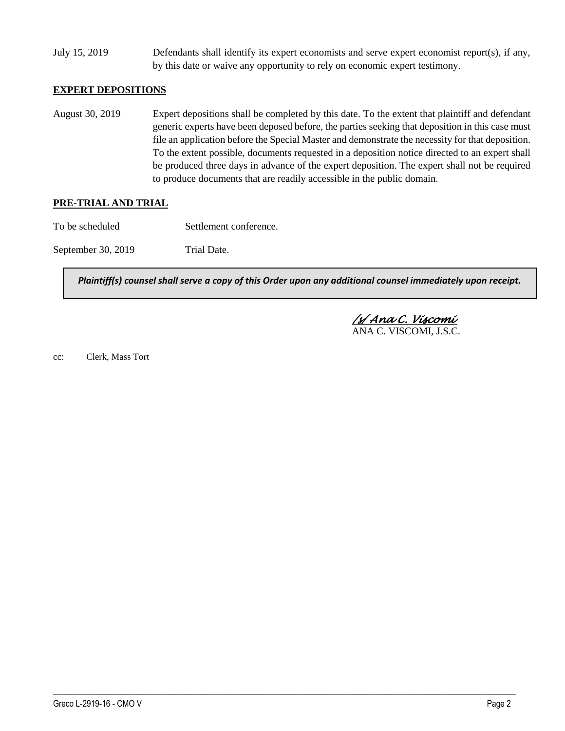July 15, 2019 — Defendants shall identify its expert economists and serve expert economist report(s), if any, by this date or waive any opportunity to rely on economic expert testimony.

**EXPERT DEPOSITIONS**

August 30, 2019 — Expert depositions shall be completed by this date. To the extent that plaintiff and defendant generic experts have been deposed before, the parties seeking that deposition in this case must file an application before the Special Master and demonstrate the necessity for that deposition. To the extent possible, documents requested in a deposition notice directed to an expert shall be produced three days in advance of the expert deposition. The expert shall not be required to produce documents that are readily accessible in the public domain.

**PRE-TRIAL AND TRIAL**

To be scheduled — Settlement conference.

September 30, 2019 — Trial Date.

***Plaintiff(s) counsel shall serve a copy of this Order upon any additional counsel immediately upon receipt.***

/s/ Ana C. Viscomi
ANA C. VISCOMI, J.S.C.

cc: Clerk, Mass Tort